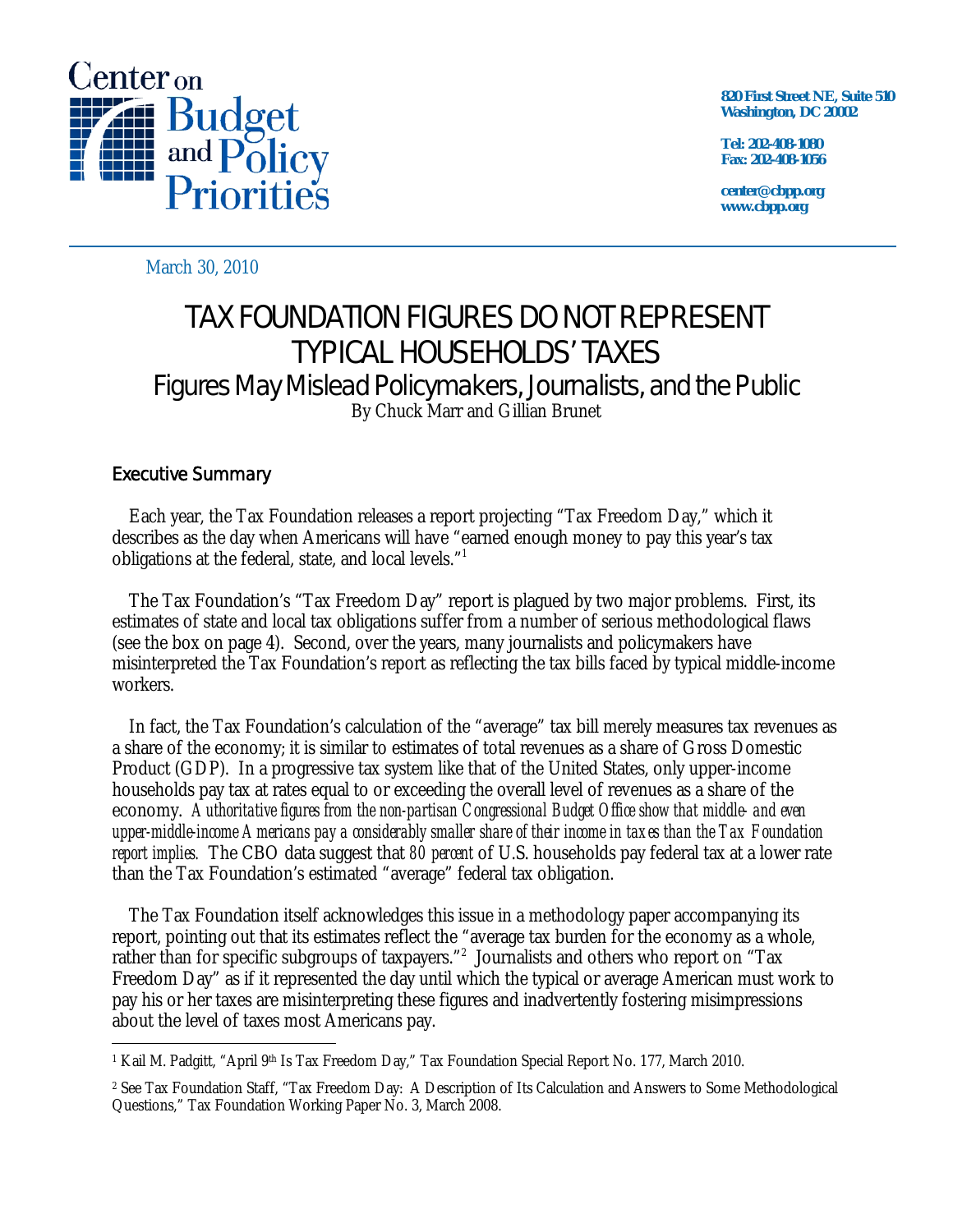Center on Budget and Policy Priorities

820 First Street NE, Suite 510
Washington, DC 20002

Tel: 202-408-1080
Fax: 202-408-1056

center@cbpp.org
www.cbpp.org

March 30, 2010

# TAX FOUNDATION FIGURES DO NOT REPRESENT TYPICAL HOUSEHOLDS' TAXES

## Figures May Mislead Policymakers, Journalists, and the Public

By Chuck Marr and Gillian Brunet

### Executive Summary

Each year, the Tax Foundation releases a report projecting "Tax Freedom Day," which it describes as the day when Americans will have "earned enough money to pay this year's tax obligations at the federal, state, and local levels."[1]

The Tax Foundation's "Tax Freedom Day" report is plagued by two major problems. First, its estimates of state and local tax obligations suffer from a number of serious methodological flaws (see the box on page 4). Second, over the years, many journalists and policymakers have misinterpreted the Tax Foundation's report as reflecting the tax bills faced by typical middle-income workers.

In fact, the Tax Foundation's calculation of the "average" tax bill merely measures tax revenues as a share of the economy; it is similar to estimates of total revenues as a share of Gross Domestic Product (GDP). In a progressive tax system like that of the United States, only upper-income households pay tax at rates equal to or exceeding the overall level of revenues as a share of the economy. *Authoritative figures from the non-partisan Congressional Budget Office show that middle- and even upper-middle-income Americans pay a considerably smaller share of their income in taxes than the Tax Foundation report implies.* The CBO data suggest that *80 percent* of U.S. households pay federal tax at a lower rate than the Tax Foundation's estimated "average" federal tax obligation.

The Tax Foundation itself acknowledges this issue in a methodology paper accompanying its report, pointing out that its estimates reflect the "average tax burden for the economy as a whole, rather than for specific subgroups of taxpayers."[2] Journalists and others who report on "Tax Freedom Day" as if it represented the day until which the typical or average American must work to pay his or her taxes are misinterpreting these figures and inadvertently fostering misimpressions about the level of taxes most Americans pay.

---

[1] Kail M. Padgitt, "April 9th Is Tax Freedom Day," Tax Foundation Special Report No. 177, March 2010.

[2] See Tax Foundation Staff, "Tax Freedom Day: A Description of Its Calculation and Answers to Some Methodological Questions," Tax Foundation Working Paper No. 3, March 2008.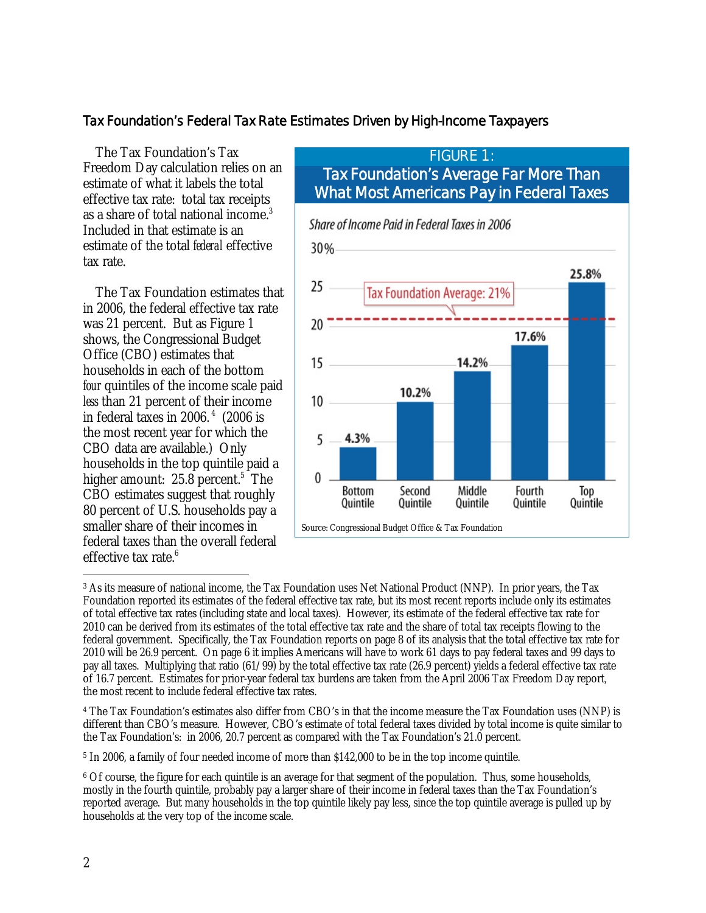## Tax Foundation's Federal Tax Rate Estimates Driven by High-Income Taxpayers

The Tax Foundation's Tax Freedom Day calculation relies on an estimate of what it labels the total effective tax rate: total tax receipts as a share of total national income.[3] Included in that estimate is an estimate of the total *federal* effective tax rate.

The Tax Foundation estimates that in 2006, the federal effective tax rate was 21 percent. But as Figure 1 shows, the Congressional Budget Office (CBO) estimates that households in each of the bottom *four* quintiles of the income scale paid *less* than 21 percent of their income in federal taxes in 2006.[4] (2006 is the most recent year for which the CBO data are available.) Only households in the top quintile paid a higher amount: 25.8 percent.[5] The CBO estimates suggest that roughly 80 percent of U.S. households pay a smaller share of their incomes in federal taxes than the overall federal effective tax rate.[6]

**FIGURE 1: Tax Foundation's Average Far More Than What Most Americans Pay in Federal Taxes**

*Share of Income Paid in Federal Taxes in 2006*

| Quintile | Share of Income Paid in Federal Taxes |
|---|---|
| Bottom Quintile | 4.3% |
| Second Quintile | 10.2% |
| Middle Quintile | 14.2% |
| Fourth Quintile | 17.6% |
| Top Quintile | 25.8% |

Tax Foundation Average: 21%

Source: Congressional Budget Office & Tax Foundation

---

[3] As its measure of national income, the Tax Foundation uses Net National Product (NNP). In prior years, the Tax Foundation reported its estimates of the federal effective tax rate, but its most recent reports include only its estimates of total effective tax rates (including state and local taxes). However, its estimate of the federal effective tax rate for 2010 can be derived from its estimates of the total effective tax rate and the share of total tax receipts flowing to the federal government. Specifically, the Tax Foundation reports on page 8 of its analysis that the total effective tax rate for 2010 will be 26.9 percent. On page 6 it implies Americans will have to work 61 days to pay federal taxes and 99 days to pay all taxes. Multiplying that ratio (61/99) by the total effective tax rate (26.9 percent) yields a federal effective tax rate of 16.7 percent. Estimates for prior-year federal tax burdens are taken from the April 2006 Tax Freedom Day report, the most recent to include federal effective tax rates.

[4] The Tax Foundation's estimates also differ from CBO's in that the income measure the Tax Foundation uses (NNP) is different than CBO's measure. However, CBO's estimate of total federal taxes divided by total income is quite similar to the Tax Foundation's: in 2006, 20.7 percent as compared with the Tax Foundation's 21.0 percent.

[5] In 2006, a family of four needed income of more than $142,000 to be in the top income quintile.

[6] Of course, the figure for each quintile is an average for that segment of the population. Thus, some households, mostly in the fourth quintile, probably pay a larger share of their income in federal taxes than the Tax Foundation's reported average. But many households in the top quintile likely pay less, since the top quintile average is pulled up by households at the very top of the income scale.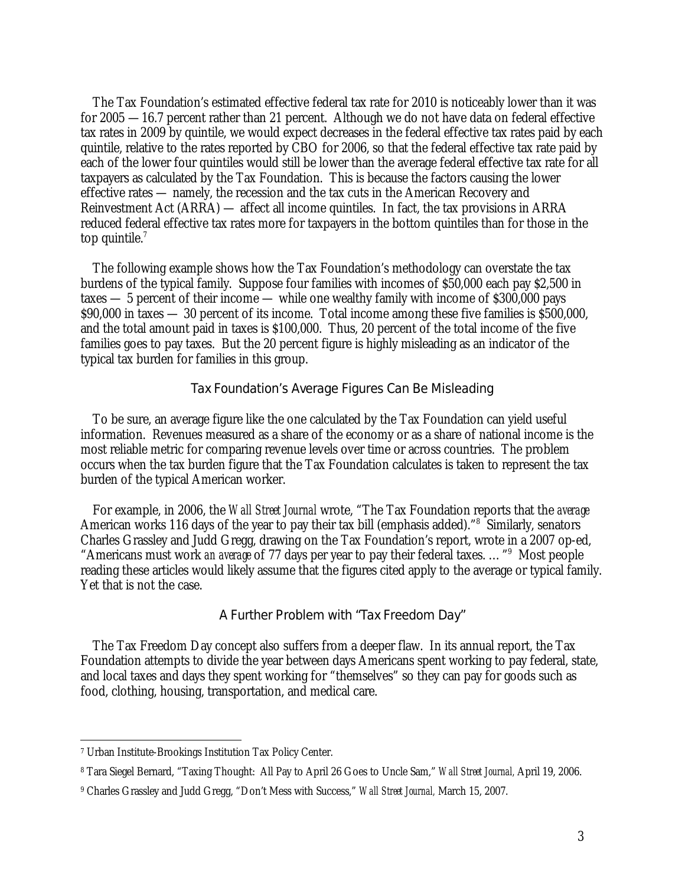The Tax Foundation's estimated effective federal tax rate for 2010 is noticeably lower than it was for 2005 — 16.7 percent rather than 21 percent. Although we do not have data on federal effective tax rates in 2009 by quintile, we would expect decreases in the federal effective tax rates paid by each quintile, relative to the rates reported by CBO for 2006, so that the federal effective tax rate paid by each of the lower four quintiles would still be lower than the average federal effective tax rate for all taxpayers as calculated by the Tax Foundation. This is because the factors causing the lower effective rates — namely, the recession and the tax cuts in the American Recovery and Reinvestment Act (ARRA) — affect all income quintiles. In fact, the tax provisions in ARRA reduced federal effective tax rates more for taxpayers in the bottom quintiles than for those in the top quintile.[7]

The following example shows how the Tax Foundation's methodology can overstate the tax burdens of the typical family. Suppose four families with incomes of $50,000 each pay $2,500 in taxes — 5 percent of their income — while one wealthy family with income of $300,000 pays $90,000 in taxes — 30 percent of its income. Total income among these five families is $500,000, and the total amount paid in taxes is $100,000. Thus, 20 percent of the total income of the five families goes to pay taxes. But the 20 percent figure is highly misleading as an indicator of the typical tax burden for families in this group.

### Tax Foundation's Average Figures Can Be Misleading

To be sure, an average figure like the one calculated by the Tax Foundation can yield useful information. Revenues measured as a share of the economy or as a share of national income is the most reliable metric for comparing revenue levels over time or across countries. The problem occurs when the tax burden figure that the Tax Foundation calculates is taken to represent the tax burden of the typical American worker.

For example, in 2006, the *Wall Street Journal* wrote, "The Tax Foundation reports that the *average* American works 116 days of the year to pay their tax bill (emphasis added)."[8] Similarly, senators Charles Grassley and Judd Gregg, drawing on the Tax Foundation's report, wrote in a 2007 op-ed, "Americans must work *an average* of 77 days per year to pay their federal taxes. … "[9] Most people reading these articles would likely assume that the figures cited apply to the average or typical family. Yet that is not the case.

### A Further Problem with "Tax Freedom Day"

The Tax Freedom Day concept also suffers from a deeper flaw. In its annual report, the Tax Foundation attempts to divide the year between days Americans spent working to pay federal, state, and local taxes and days they spent working for "themselves" so they can pay for goods such as food, clothing, housing, transportation, and medical care.

---

[7] Urban Institute-Brookings Institution Tax Policy Center.

[8] Tara Siegel Bernard, "Taxing Thought: All Pay to April 26 Goes to Uncle Sam," *Wall Street Journal*, April 19, 2006.

[9] Charles Grassley and Judd Gregg, "Don't Mess with Success," *Wall Street Journal*, March 15, 2007.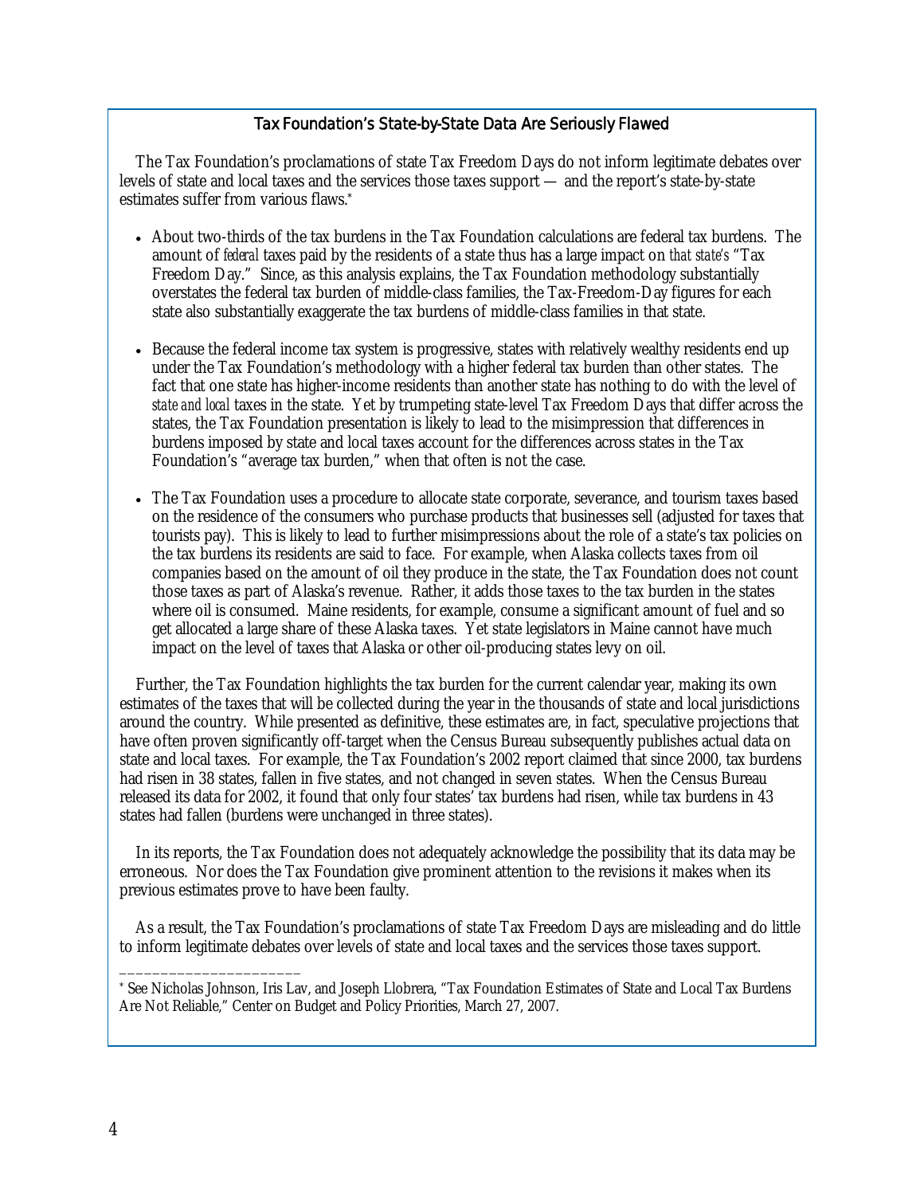### Tax Foundation's State-by-State Data Are Seriously Flawed

The Tax Foundation's proclamations of state Tax Freedom Days do not inform legitimate debates over levels of state and local taxes and the services those taxes support — and the report's state-by-state estimates suffer from various flaws.*

- About two-thirds of the tax burdens in the Tax Foundation calculations are federal tax burdens. The amount of *federal* taxes paid by the residents of a state thus has a large impact on *that state's* "Tax Freedom Day." Since, as this analysis explains, the Tax Foundation methodology substantially overstates the federal tax burden of middle-class families, the Tax-Freedom-Day figures for each state also substantially exaggerate the tax burdens of middle-class families in that state.

- Because the federal income tax system is progressive, states with relatively wealthy residents end up under the Tax Foundation's methodology with a higher federal tax burden than other states. The fact that one state has higher-income residents than another state has nothing to do with the level of *state and local* taxes in the state. Yet by trumpeting state-level Tax Freedom Days that differ across the states, the Tax Foundation presentation is likely to lead to the misimpression that differences in burdens imposed by state and local taxes account for the differences across states in the Tax Foundation's "average tax burden," when that often is not the case.

- The Tax Foundation uses a procedure to allocate state corporate, severance, and tourism taxes based on the residence of the consumers who purchase products that businesses sell (adjusted for taxes that tourists pay). This is likely to lead to further misimpressions about the role of a state's tax policies on the tax burdens its residents are said to face. For example, when Alaska collects taxes from oil companies based on the amount of oil they produce in the state, the Tax Foundation does not count those taxes as part of Alaska's revenue. Rather, it adds those taxes to the tax burden in the states where oil is consumed. Maine residents, for example, consume a significant amount of fuel and so get allocated a large share of these Alaska taxes. Yet state legislators in Maine cannot have much impact on the level of taxes that Alaska or other oil-producing states levy on oil.

Further, the Tax Foundation highlights the tax burden for the current calendar year, making its own estimates of the taxes that will be collected during the year in the thousands of state and local jurisdictions around the country. While presented as definitive, these estimates are, in fact, speculative projections that have often proven significantly off-target when the Census Bureau subsequently publishes actual data on state and local taxes. For example, the Tax Foundation's 2002 report claimed that since 2000, tax burdens had risen in 38 states, fallen in five states, and not changed in seven states. When the Census Bureau released its data for 2002, it found that only four states' tax burdens had risen, while tax burdens in 43 states had fallen (burdens were unchanged in three states).

In its reports, the Tax Foundation does not adequately acknowledge the possibility that its data may be erroneous. Nor does the Tax Foundation give prominent attention to the revisions it makes when its previous estimates prove to have been faulty.

As a result, the Tax Foundation's proclamations of state Tax Freedom Days are misleading and do little to inform legitimate debates over levels of state and local taxes and the services those taxes support.

_______________________

* See Nicholas Johnson, Iris Lav, and Joseph Llobrera, "Tax Foundation Estimates of State and Local Tax Burdens Are Not Reliable," Center on Budget and Policy Priorities, March 27, 2007.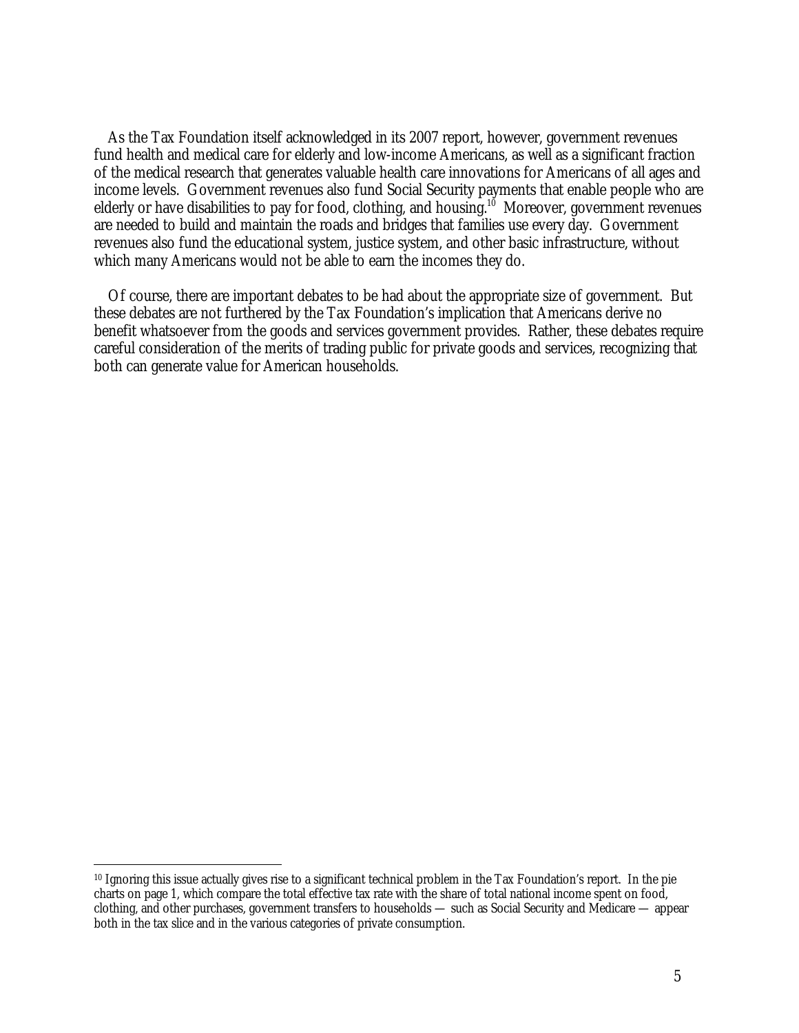As the Tax Foundation itself acknowledged in its 2007 report, however, government revenues fund health and medical care for elderly and low-income Americans, as well as a significant fraction of the medical research that generates valuable health care innovations for Americans of all ages and income levels. Government revenues also fund Social Security payments that enable people who are elderly or have disabilities to pay for food, clothing, and housing.[10] Moreover, government revenues are needed to build and maintain the roads and bridges that families use every day. Government revenues also fund the educational system, justice system, and other basic infrastructure, without which many Americans would not be able to earn the incomes they do.

Of course, there are important debates to be had about the appropriate size of government. But these debates are not furthered by the Tax Foundation's implication that Americans derive no benefit whatsoever from the goods and services government provides. Rather, these debates require careful consideration of the merits of trading public for private goods and services, recognizing that both can generate value for American households.

---

[10] Ignoring this issue actually gives rise to a significant technical problem in the Tax Foundation's report. In the pie charts on page 1, which compare the total effective tax rate with the share of total national income spent on food, clothing, and other purchases, government transfers to households — such as Social Security and Medicare — appear both in the tax slice and in the various categories of private consumption.